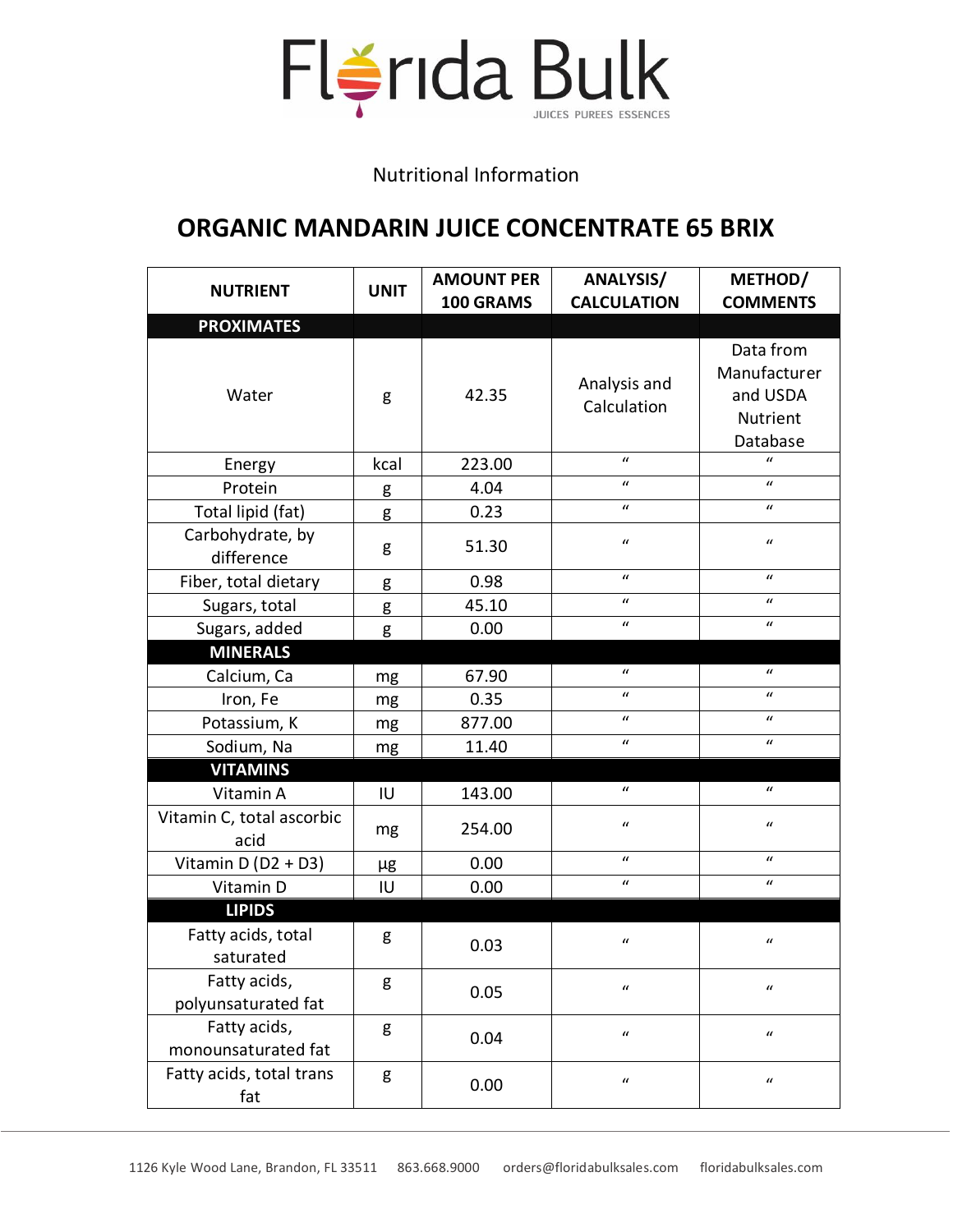# Florida Bulk

JUICES PUREES ESSENCES

Nutritional Information

## ORGANIC MANDARIN JUICE CONCENTRATE 65 BRIX

| NUTRIENT | UNIT | AMOUNT PER 100 GRAMS | ANALYSIS/ CALCULATION | METHOD/ COMMENTS |
|---|---|---|---|---|
| **PROXIMATES** | | | | |
| Water | g | 42.35 | Analysis and Calculation | Data from Manufacturer and USDA Nutrient Database |
| Energy | kcal | 223.00 | " | " |
| Protein | g | 4.04 | " | " |
| Total lipid (fat) | g | 0.23 | " | " |
| Carbohydrate, by difference | g | 51.30 | " | " |
| Fiber, total dietary | g | 0.98 | " | " |
| Sugars, total | g | 45.10 | " | " |
| Sugars, added | g | 0.00 | " | " |
| **MINERALS** | | | | |
| Calcium, Ca | mg | 67.90 | " | " |
| Iron, Fe | mg | 0.35 | " | " |
| Potassium, K | mg | 877.00 | " | " |
| Sodium, Na | mg | 11.40 | " | " |
| **VITAMINS** | | | | |
| Vitamin A | IU | 143.00 | " | " |
| Vitamin C, total ascorbic acid | mg | 254.00 | " | " |
| Vitamin D (D2 + D3) | µg | 0.00 | " | " |
| Vitamin D | IU | 0.00 | " | " |
| **LIPIDS** | | | | |
| Fatty acids, total saturated | g | 0.03 | " | " |
| Fatty acids, polyunsaturated fat | g | 0.05 | " | " |
| Fatty acids, monounsaturated fat | g | 0.04 | " | " |
| Fatty acids, total trans fat | g | 0.00 | " | " |

1126 Kyle Wood Lane, Brandon, FL 33511 863.668.9000 orders@floridabulksales.com floridabulksales.com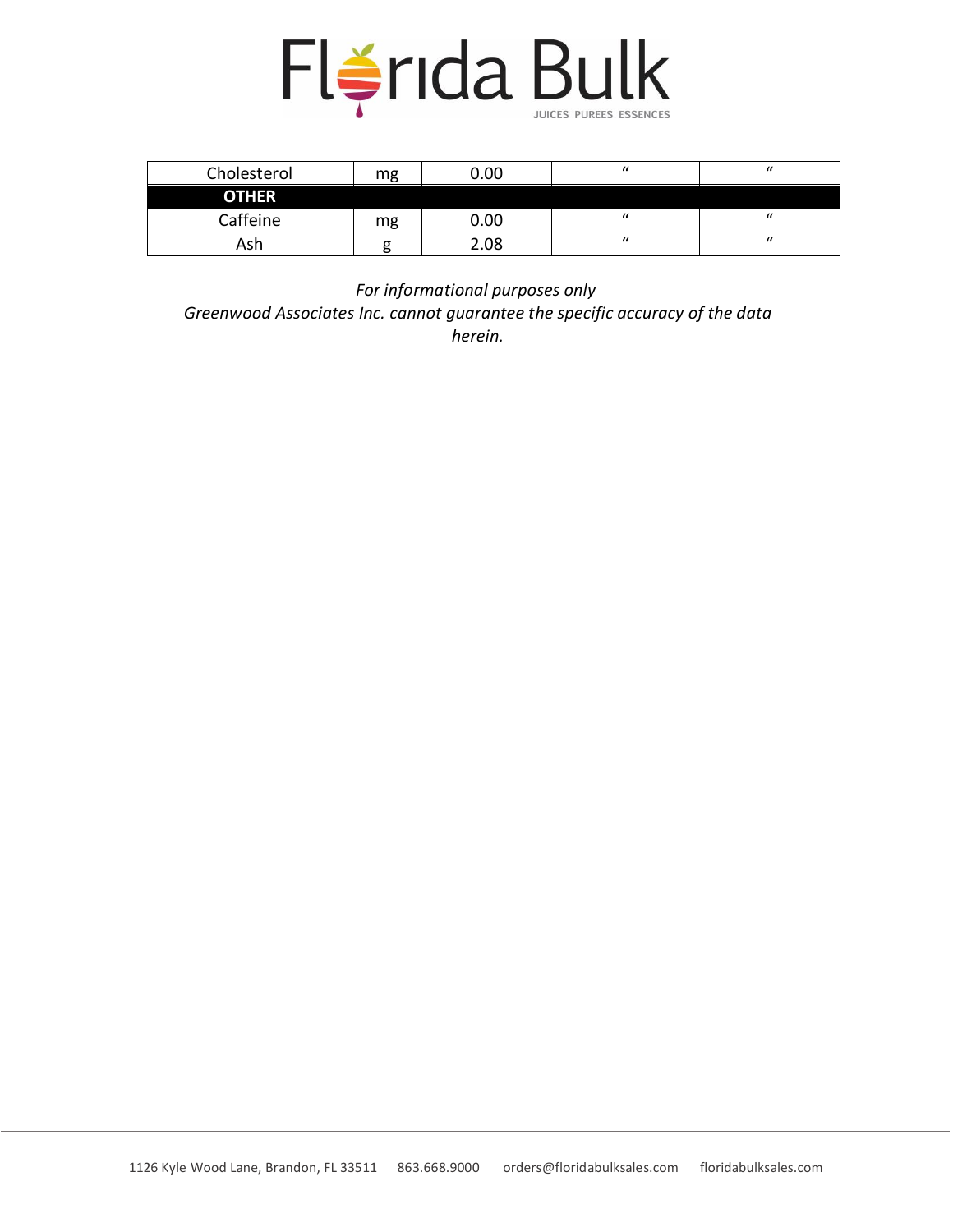| | | | | |
|---|---|---|---|---|
| Cholesterol | mg | 0.00 | " | " |
| **OTHER** | | | | |
| Caffeine | mg | 0.00 | " | " |
| Ash | g | 2.08 | " | " |

*For informational purposes only*
*Greenwood Associates Inc. cannot guarantee the specific accuracy of the data herein.*